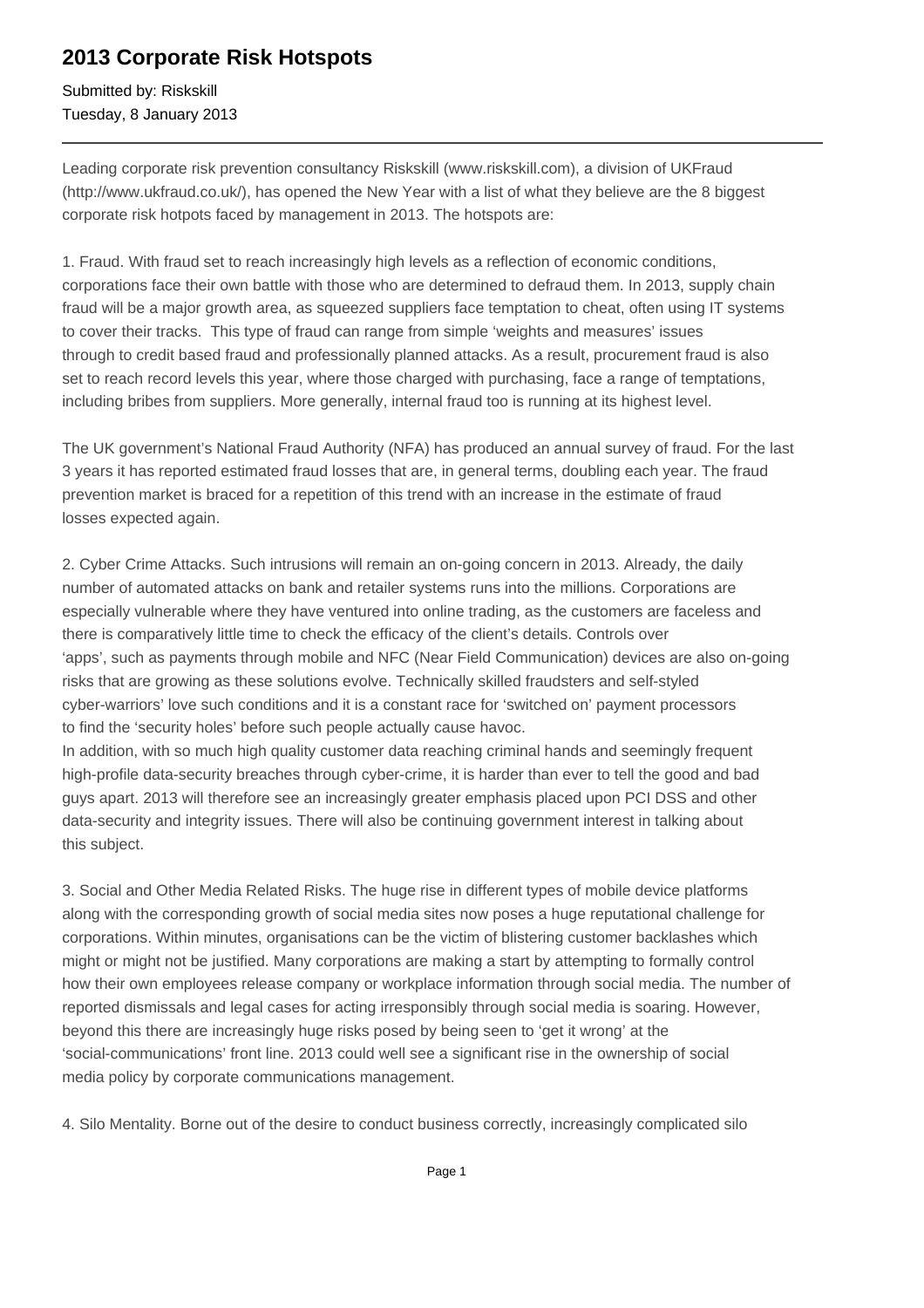# 2013 Corporate Risk Hotspots

Submitted by: Riskskill
Tuesday, 8 January 2013

---

Leading corporate risk prevention consultancy Riskskill (www.riskskill.com), a division of UKFraud (http://www.ukfraud.co.uk/), has opened the New Year with a list of what they believe are the 8 biggest corporate risk hotpots faced by management in 2013. The hotspots are:

1. Fraud. With fraud set to reach increasingly high levels as a reflection of economic conditions, corporations face their own battle with those who are determined to defraud them. In 2013, supply chain fraud will be a major growth area, as squeezed suppliers face temptation to cheat, often using IT systems to cover their tracks. This type of fraud can range from simple 'weights and measures' issues through to credit based fraud and professionally planned attacks. As a result, procurement fraud is also set to reach record levels this year, where those charged with purchasing, face a range of temptations, including bribes from suppliers. More generally, internal fraud too is running at its highest level.

The UK government's National Fraud Authority (NFA) has produced an annual survey of fraud. For the last 3 years it has reported estimated fraud losses that are, in general terms, doubling each year. The fraud prevention market is braced for a repetition of this trend with an increase in the estimate of fraud losses expected again.

2. Cyber Crime Attacks. Such intrusions will remain an on-going concern in 2013. Already, the daily number of automated attacks on bank and retailer systems runs into the millions. Corporations are especially vulnerable where they have ventured into online trading, as the customers are faceless and there is comparatively little time to check the efficacy of the client's details. Controls over 'apps', such as payments through mobile and NFC (Near Field Communication) devices are also on-going risks that are growing as these solutions evolve. Technically skilled fraudsters and self-styled cyber-warriors' love such conditions and it is a constant race for 'switched on' payment processors to find the 'security holes' before such people actually cause havoc.
In addition, with so much high quality customer data reaching criminal hands and seemingly frequent high-profile data-security breaches through cyber-crime, it is harder than ever to tell the good and bad guys apart. 2013 will therefore see an increasingly greater emphasis placed upon PCI DSS and other data-security and integrity issues. There will also be continuing government interest in talking about this subject.

3. Social and Other Media Related Risks. The huge rise in different types of mobile device platforms along with the corresponding growth of social media sites now poses a huge reputational challenge for corporations. Within minutes, organisations can be the victim of blistering customer backlashes which might or might not be justified. Many corporations are making a start by attempting to formally control how their own employees release company or workplace information through social media. The number of reported dismissals and legal cases for acting irresponsibly through social media is soaring. However, beyond this there are increasingly huge risks posed by being seen to 'get it wrong' at the 'social-communications' front line. 2013 could well see a significant rise in the ownership of social media policy by corporate communications management.

4. Silo Mentality. Borne out of the desire to conduct business correctly, increasingly complicated silo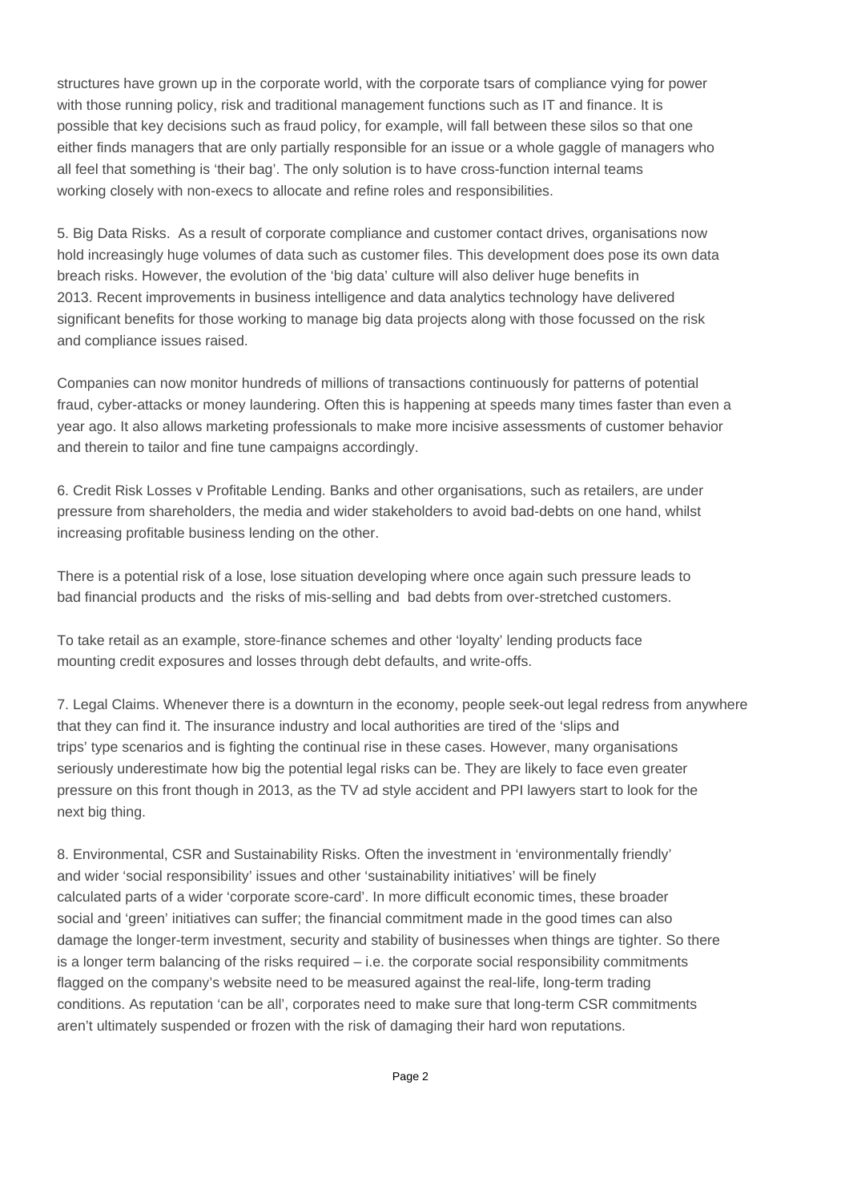structures have grown up in the corporate world, with the corporate tsars of compliance vying for power with those running policy, risk and traditional management functions such as IT and finance. It is possible that key decisions such as fraud policy, for example, will fall between these silos so that one either finds managers that are only partially responsible for an issue or a whole gaggle of managers who all feel that something is 'their bag'. The only solution is to have cross-function internal teams working closely with non-execs to allocate and refine roles and responsibilities.

5. Big Data Risks. As a result of corporate compliance and customer contact drives, organisations now hold increasingly huge volumes of data such as customer files. This development does pose its own data breach risks. However, the evolution of the 'big data' culture will also deliver huge benefits in 2013. Recent improvements in business intelligence and data analytics technology have delivered significant benefits for those working to manage big data projects along with those focussed on the risk and compliance issues raised.

Companies can now monitor hundreds of millions of transactions continuously for patterns of potential fraud, cyber-attacks or money laundering. Often this is happening at speeds many times faster than even a year ago. It also allows marketing professionals to make more incisive assessments of customer behavior and therein to tailor and fine tune campaigns accordingly.

6. Credit Risk Losses v Profitable Lending. Banks and other organisations, such as retailers, are under pressure from shareholders, the media and wider stakeholders to avoid bad-debts on one hand, whilst increasing profitable business lending on the other.

There is a potential risk of a lose, lose situation developing where once again such pressure leads to bad financial products and the risks of mis-selling and bad debts from over-stretched customers.

To take retail as an example, store-finance schemes and other 'loyalty' lending products face mounting credit exposures and losses through debt defaults, and write-offs.

7. Legal Claims. Whenever there is a downturn in the economy, people seek-out legal redress from anywhere that they can find it. The insurance industry and local authorities are tired of the 'slips and trips' type scenarios and is fighting the continual rise in these cases. However, many organisations seriously underestimate how big the potential legal risks can be. They are likely to face even greater pressure on this front though in 2013, as the TV ad style accident and PPI lawyers start to look for the next big thing.

8. Environmental, CSR and Sustainability Risks. Often the investment in 'environmentally friendly' and wider 'social responsibility' issues and other 'sustainability initiatives' will be finely calculated parts of a wider 'corporate score-card'. In more difficult economic times, these broader social and 'green' initiatives can suffer; the financial commitment made in the good times can also damage the longer-term investment, security and stability of businesses when things are tighter. So there is a longer term balancing of the risks required – i.e. the corporate social responsibility commitments flagged on the company's website need to be measured against the real-life, long-term trading conditions. As reputation 'can be all', corporates need to make sure that long-term CSR commitments aren't ultimately suspended or frozen with the risk of damaging their hard won reputations.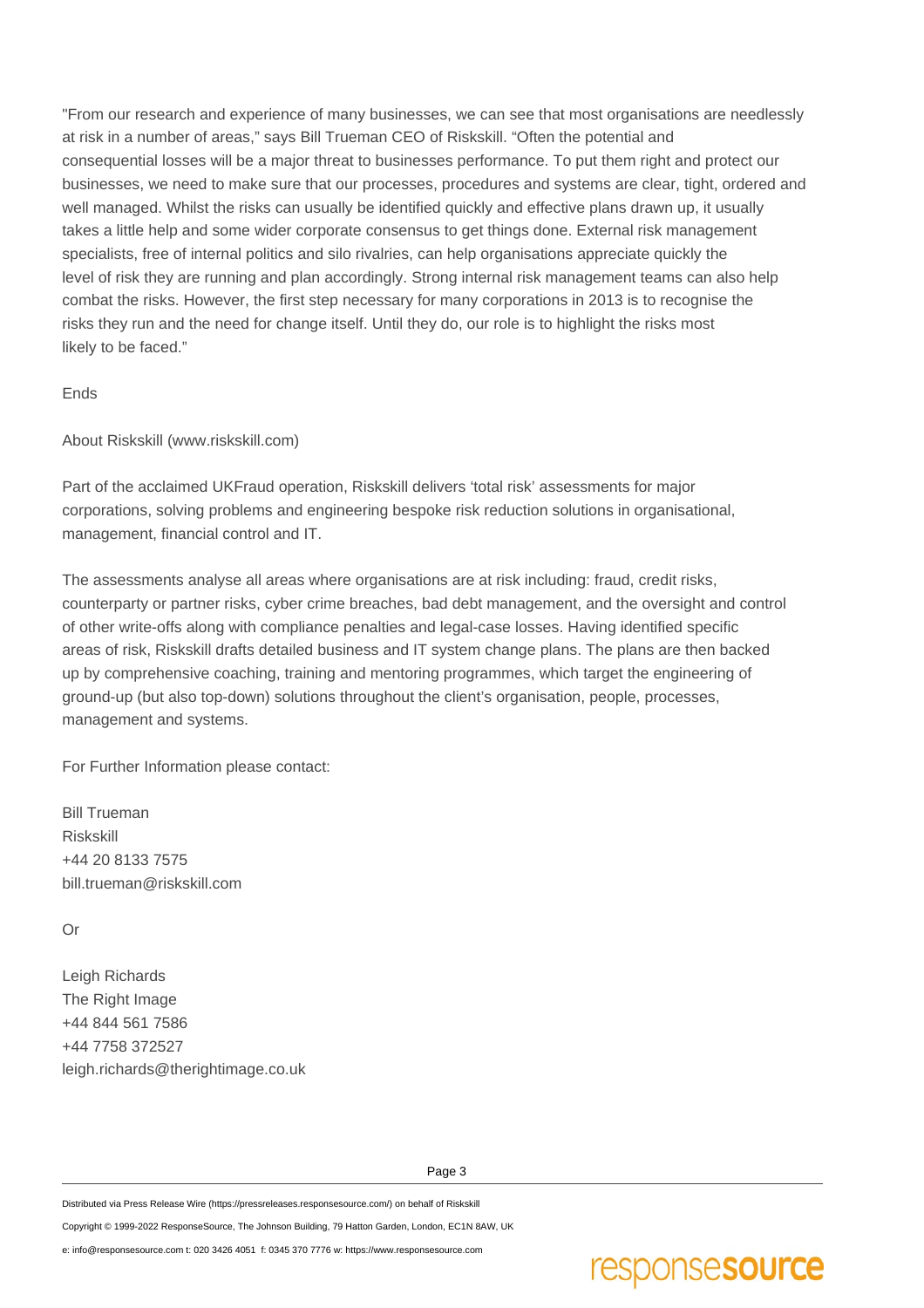"From our research and experience of many businesses, we can see that most organisations are needlessly at risk in a number of areas," says Bill Trueman CEO of Riskskill. "Often the potential and consequential losses will be a major threat to businesses performance. To put them right and protect our businesses, we need to make sure that our processes, procedures and systems are clear, tight, ordered and well managed. Whilst the risks can usually be identified quickly and effective plans drawn up, it usually takes a little help and some wider corporate consensus to get things done. External risk management specialists, free of internal politics and silo rivalries, can help organisations appreciate quickly the level of risk they are running and plan accordingly. Strong internal risk management teams can also help combat the risks. However, the first step necessary for many corporations in 2013 is to recognise the risks they run and the need for change itself. Until they do, our role is to highlight the risks most likely to be faced."

Ends

About Riskskill (www.riskskill.com)

Part of the acclaimed UKFraud operation, Riskskill delivers 'total risk' assessments for major corporations, solving problems and engineering bespoke risk reduction solutions in organisational, management, financial control and IT.

The assessments analyse all areas where organisations are at risk including: fraud, credit risks, counterparty or partner risks, cyber crime breaches, bad debt management, and the oversight and control of other write-offs along with compliance penalties and legal-case losses. Having identified specific areas of risk, Riskskill drafts detailed business and IT system change plans. The plans are then backed up by comprehensive coaching, training and mentoring programmes, which target the engineering of ground-up (but also top-down) solutions throughout the client's organisation, people, processes, management and systems.

For Further Information please contact:

Bill Trueman  
Riskskill  
+44 20 8133 7575  
bill.trueman@riskskill.com

Or

Leigh Richards  
The Right Image  
+44 844 561 7586  
+44 7758 372527  
leigh.richards@therightimage.co.uk

Distributed via Press Release Wire (https://pressreleases.responsesource.com/) on behalf of Riskskill

Copyright © 1999-2022 ResponseSource, The Johnson Building, 79 Hatton Garden, London, EC1N 8AW, UK

e: info@responsesource.com t: 020 3426 4051 f: 0345 370 7776 w: https://www.responsesource.com